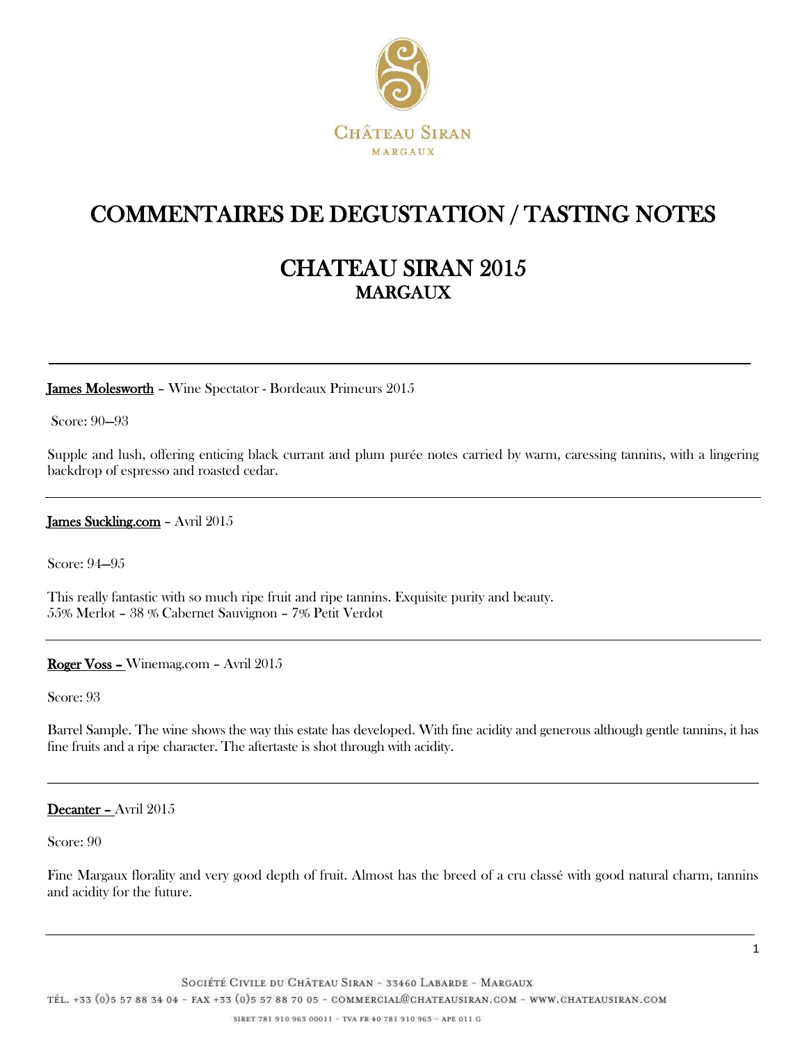CHÂTEAU SIRAN

MARGAUX

# COMMENTAIRES DE DEGUSTATION / TASTING NOTES

## CHATEAU SIRAN 2015
### MARGAUX

---

James Molesworth – Wine Spectator - Bordeaux Primeurs 2015

Score: 90—93

Supple and lush, offering enticing black currant and plum purée notes carried by warm, caressing tannins, with a lingering backdrop of espresso and roasted cedar.

---

James Suckling.com – Avril 2015

Score: 94—95

This really fantastic with so much ripe fruit and ripe tannins. Exquisite purity and beauty.
55% Merlot – 38 % Cabernet Sauvignon – 7% Petit Verdot

---

Roger Voss – Winemag.com – Avril 2015

Score: 93

Barrel Sample. The wine shows the way this estate has developed. With fine acidity and generous although gentle tannins, it has fine fruits and a ripe character. The aftertaste is shot through with acidity.

---

Decanter – Avril 2015

Score: 90

Fine Margaux florality and very good depth of fruit. Almost has the breed of a cru classé with good natural charm, tannins and acidity for the future.

---

Société Civile du Château Siran - 33460 Labarde - Margaux

Tél. +33 (0)5 57 88 34 04 - Fax +33 (0)5 57 88 70 05 - commercial@chateausiran.com - www.chateausiran.com

SIRET 781 910 963 00011 - TVA FR 40 781 910 963 - APE 011 G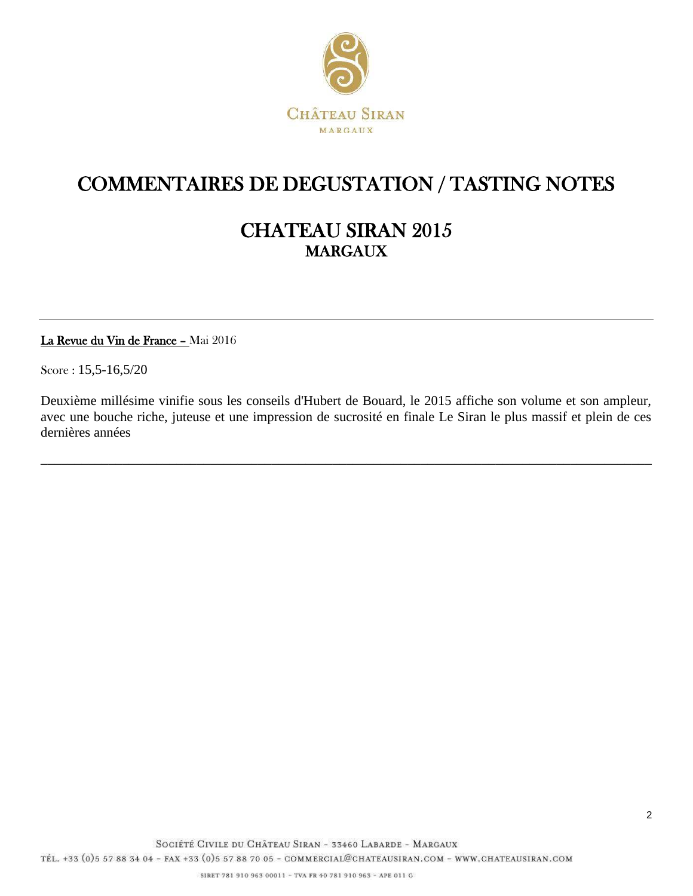Château Siran

MARGAUX

# COMMENTAIRES DE DEGUSTATION / TASTING NOTES

## CHATEAU SIRAN 2015
### MARGAUX

---

La Revue du Vin de France – Mai 2016

Score : 15,5-16,5/20

Deuxième millésime vinifie sous les conseils d'Hubert de Bouard, le 2015 affiche son volume et son ampleur, avec une bouche riche, juteuse et une impression de sucrosité en finale Le Siran le plus massif et plein de ces dernières années

---

Société Civile du Château Siran - 33460 Labarde - Margaux

Tél. +33 (0)5 57 88 34 04 - Fax +33 (0)5 57 88 70 05 - commercial@chateausiran.com - www.chateausiran.com

SIRET 781 910 963 00011 - TVA FR 40 781 910 963 - APE 011 G